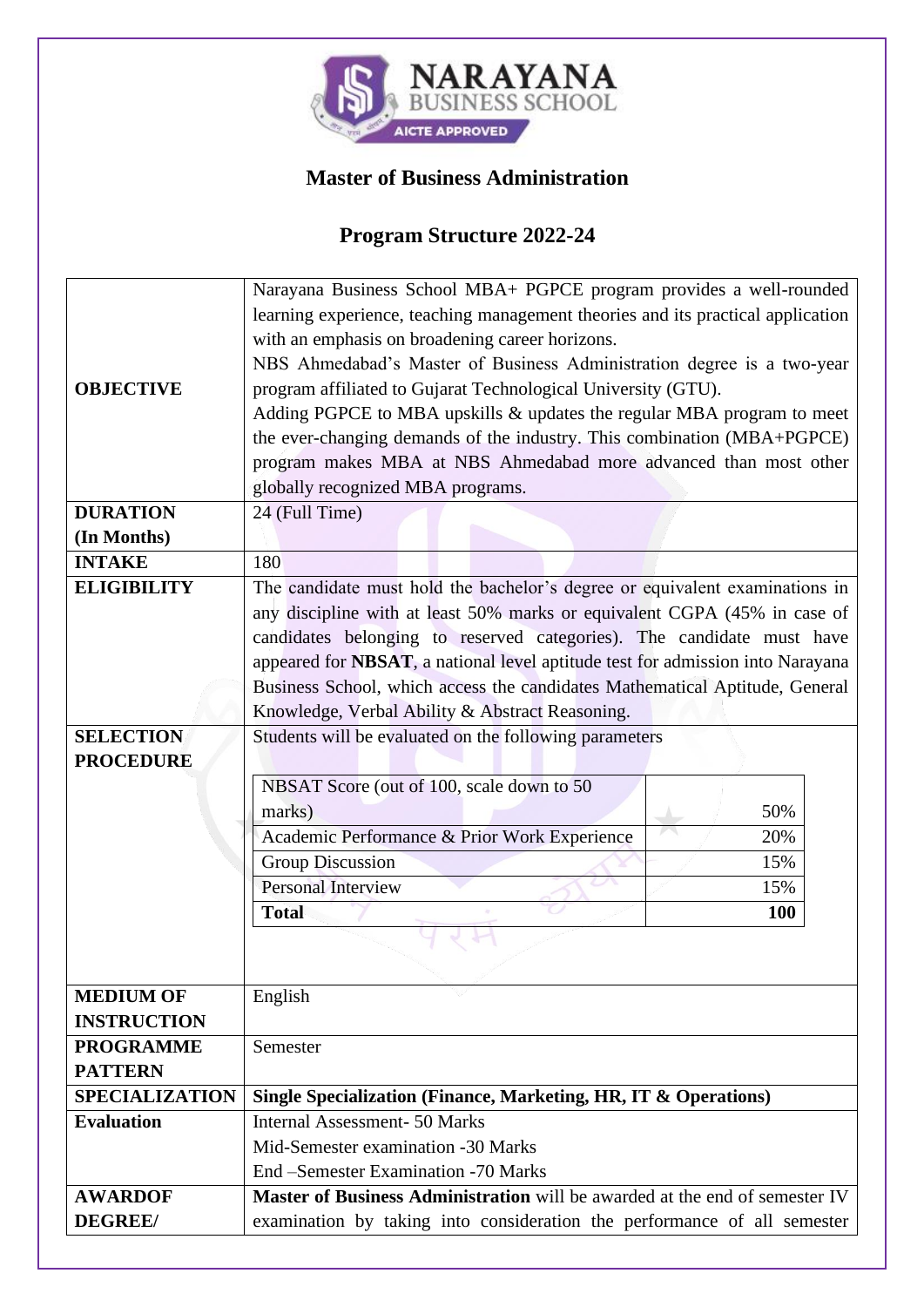**NARAYANA BUSINESS SCHOOL**
AICTE APPROVED

## Master of Business Administration

## Program Structure 2022-24

| | |
|---|---|
| **OBJECTIVE** | Narayana Business School MBA+ PGPCE program provides a well-rounded learning experience, teaching management theories and its practical application with an emphasis on broadening career horizons.<br>NBS Ahmedabad's Master of Business Administration degree is a two-year program affiliated to Gujarat Technological University (GTU).<br>Adding PGPCE to MBA upskills & updates the regular MBA program to meet the ever-changing demands of the industry. This combination (MBA+PGPCE) program makes MBA at NBS Ahmedabad more advanced than most other globally recognized MBA programs. |
| **DURATION (In Months)** | 24 (Full Time) |
| **INTAKE** | 180 |
| **ELIGIBILITY** | The candidate must hold the bachelor's degree or equivalent examinations in any discipline with at least 50% marks or equivalent CGPA (45% in case of candidates belonging to reserved categories). The candidate must have appeared for **NBSAT**, a national level aptitude test for admission into Narayana Business School, which access the candidates Mathematical Aptitude, General Knowledge, Verbal Ability & Abstract Reasoning. |
| **SELECTION PROCEDURE** | Students will be evaluated on the following parameters<br>NBSAT Score (out of 100, scale down to 50 marks) — 50%<br>Academic Performance & Prior Work Experience — 20%<br>Group Discussion — 15%<br>Personal Interview — 15%<br>**Total** — **100** |
| **MEDIUM OF INSTRUCTION** | English |
| **PROGRAMME PATTERN** | Semester |
| **SPECIALIZATION** | **Single Specialization (Finance, Marketing, HR, IT & Operations)** |
| **Evaluation** | Internal Assessment- 50 Marks<br>Mid-Semester examination -30 Marks<br>End –Semester Examination -70 Marks |
| **AWARDOF DEGREE/** | **Master of Business Administration** will be awarded at the end of semester IV examination by taking into consideration the performance of all semester |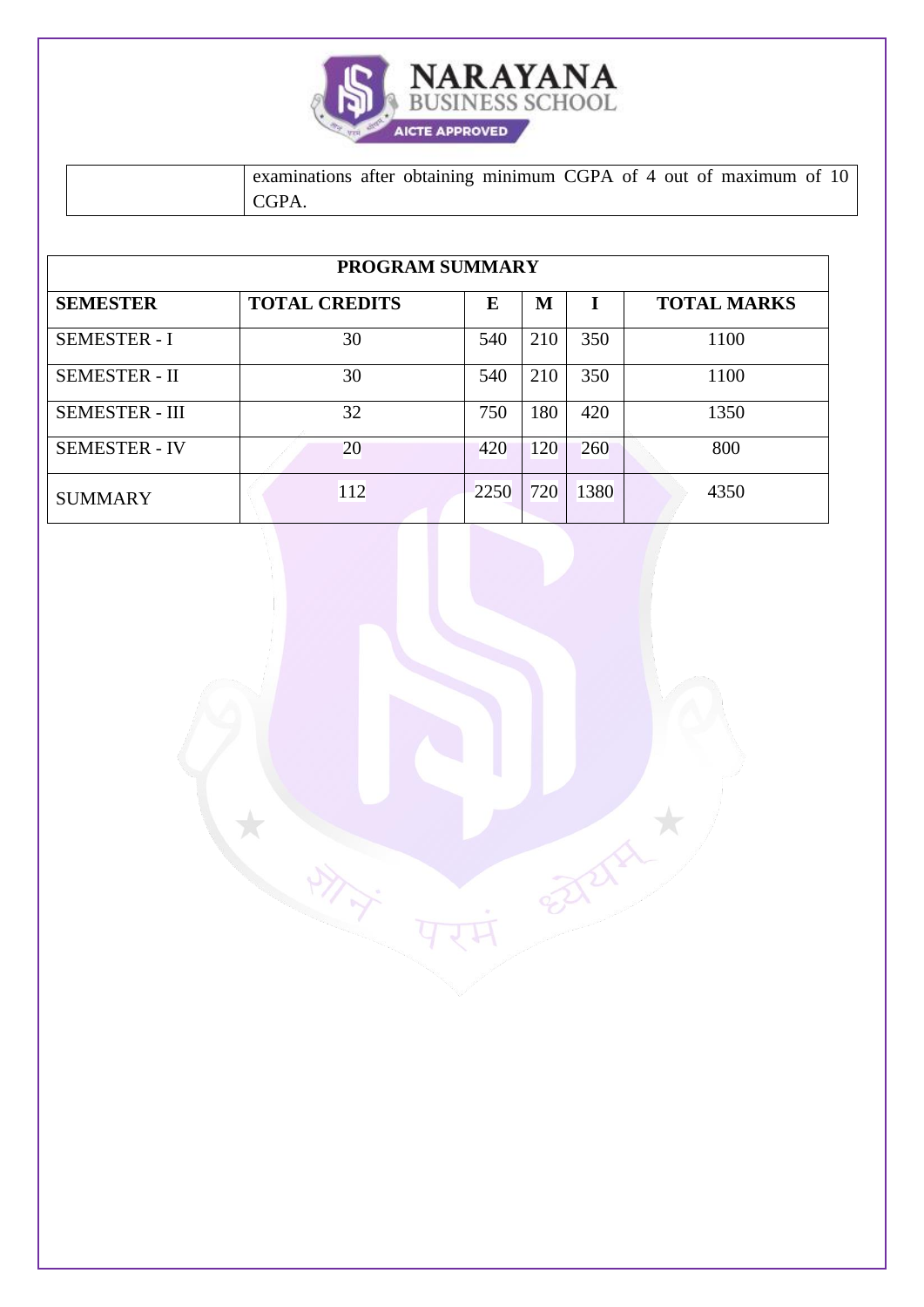| | examinations after obtaining minimum CGPA of 4 out of maximum of 10 CGPA. |
|---|---|

| PROGRAM SUMMARY | | | | | |
|---|---|---|---|---|---|
| **SEMESTER** | **TOTAL CREDITS** | **E** | **M** | **I** | **TOTAL MARKS** |
| SEMESTER - I | 30 | 540 | 210 | 350 | 1100 |
| SEMESTER - II | 30 | 540 | 210 | 350 | 1100 |
| SEMESTER - III | 32 | 750 | 180 | 420 | 1350 |
| SEMESTER - IV | 20 | 420 | 120 | 260 | 800 |
| SUMMARY | 112 | 2250 | 720 | 1380 | 4350 |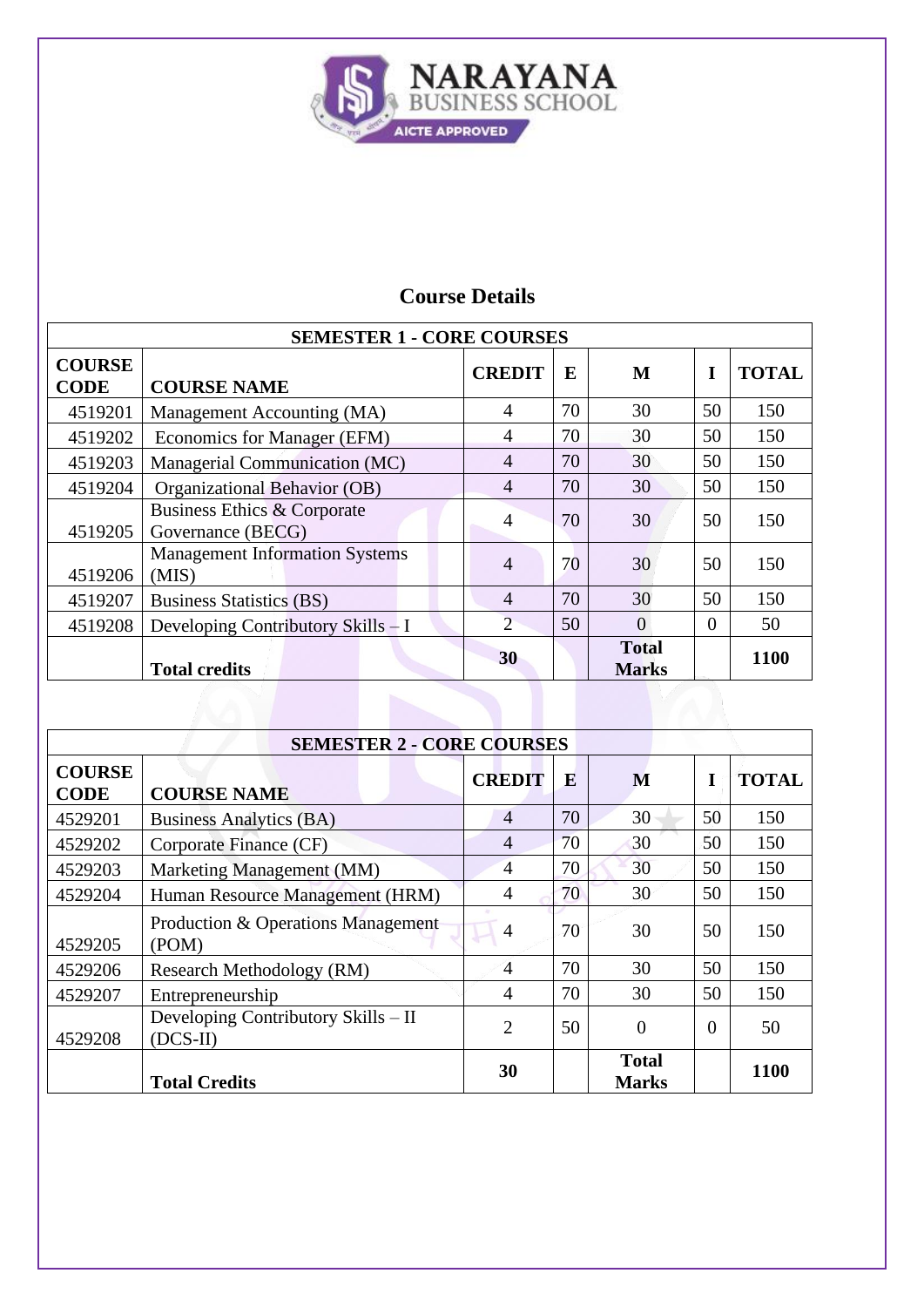NARAYANA BUSINESS SCHOOL
AICTE APPROVED

## Course Details

| SEMESTER 1 - CORE COURSES | | | | | | |
|---|---|---|---|---|---|---|
| **COURSE CODE** | **COURSE NAME** | **CREDIT** | **E** | **M** | **I** | **TOTAL** |
| 4519201 | Management Accounting (MA) | 4 | 70 | 30 | 50 | 150 |
| 4519202 | Economics for Manager (EFM) | 4 | 70 | 30 | 50 | 150 |
| 4519203 | Managerial Communication (MC) | 4 | 70 | 30 | 50 | 150 |
| 4519204 | Organizational Behavior (OB) | 4 | 70 | 30 | 50 | 150 |
| 4519205 | Business Ethics & Corporate Governance (BECG) | 4 | 70 | 30 | 50 | 150 |
| 4519206 | Management Information Systems (MIS) | 4 | 70 | 30 | 50 | 150 |
| 4519207 | Business Statistics (BS) | 4 | 70 | 30 | 50 | 150 |
| 4519208 | Developing Contributory Skills – I | 2 | 50 | 0 | 0 | 50 |
| | **Total credits** | **30** | | **Total Marks** | | **1100** |

| SEMESTER 2 - CORE COURSES | | | | | | |
|---|---|---|---|---|---|---|
| **COURSE CODE** | **COURSE NAME** | **CREDIT** | **E** | **M** | **I** | **TOTAL** |
| 4529201 | Business Analytics (BA) | 4 | 70 | 30 | 50 | 150 |
| 4529202 | Corporate Finance (CF) | 4 | 70 | 30 | 50 | 150 |
| 4529203 | Marketing Management (MM) | 4 | 70 | 30 | 50 | 150 |
| 4529204 | Human Resource Management (HRM) | 4 | 70 | 30 | 50 | 150 |
| 4529205 | Production & Operations Management (POM) | 4 | 70 | 30 | 50 | 150 |
| 4529206 | Research Methodology (RM) | 4 | 70 | 30 | 50 | 150 |
| 4529207 | Entrepreneurship | 4 | 70 | 30 | 50 | 150 |
| 4529208 | Developing Contributory Skills – II (DCS-II) | 2 | 50 | 0 | 0 | 50 |
| | **Total Credits** | **30** | | **Total Marks** | | **1100** |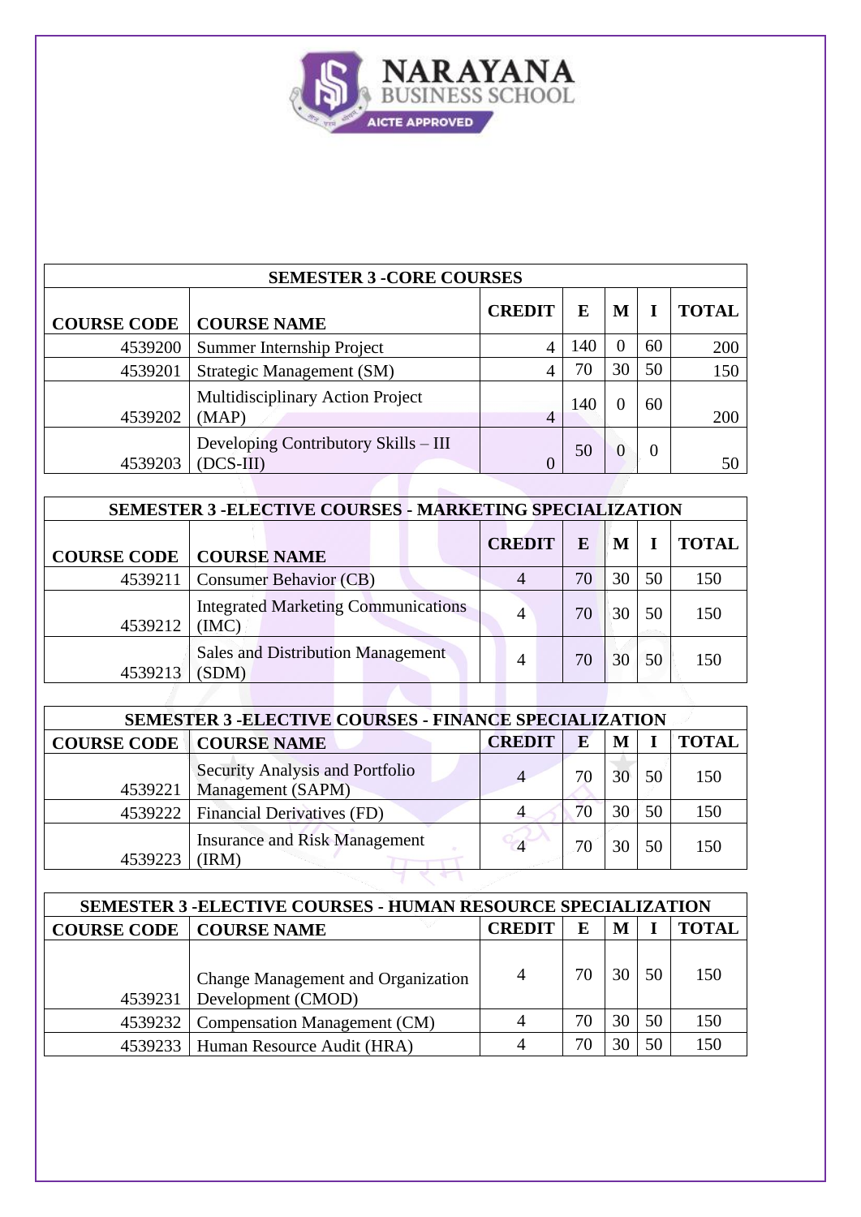| SEMESTER 3 -CORE COURSES | | | | | | |
|---|---|---|---|---|---|---|
| COURSE CODE | COURSE NAME | CREDIT | E | M | I | TOTAL |
| 4539200 | Summer Internship Project | 4 | 140 | 0 | 60 | 200 |
| 4539201 | Strategic Management (SM) | 4 | 70 | 30 | 50 | 150 |
| 4539202 | Multidisciplinary Action Project (MAP) | 4 | 140 | 0 | 60 | 200 |
| 4539203 | Developing Contributory Skills – III (DCS-III) | 0 | 50 | 0 | 0 | 50 |

| SEMESTER 3 -ELECTIVE COURSES - MARKETING SPECIALIZATION | | | | | | |
|---|---|---|---|---|---|---|
| COURSE CODE | COURSE NAME | CREDIT | E | M | I | TOTAL |
| 4539211 | Consumer Behavior (CB) | 4 | 70 | 30 | 50 | 150 |
| 4539212 | Integrated Marketing Communications (IMC) | 4 | 70 | 30 | 50 | 150 |
| 4539213 | Sales and Distribution Management (SDM) | 4 | 70 | 30 | 50 | 150 |

| SEMESTER 3 -ELECTIVE COURSES - FINANCE SPECIALIZATION | | | | | | |
|---|---|---|---|---|---|---|
| COURSE CODE | COURSE NAME | CREDIT | E | M | I | TOTAL |
| 4539221 | Security Analysis and Portfolio Management (SAPM) | 4 | 70 | 30 | 50 | 150 |
| 4539222 | Financial Derivatives (FD) | 4 | 70 | 30 | 50 | 150 |
| 4539223 | Insurance and Risk Management (IRM) | 4 | 70 | 30 | 50 | 150 |

| SEMESTER 3 -ELECTIVE COURSES - HUMAN RESOURCE SPECIALIZATION | | | | | | |
|---|---|---|---|---|---|---|
| COURSE CODE | COURSE NAME | CREDIT | E | M | I | TOTAL |
| 4539231 | Change Management and Organization Development (CMOD) | 4 | 70 | 30 | 50 | 150 |
| 4539232 | Compensation Management (CM) | 4 | 70 | 30 | 50 | 150 |
| 4539233 | Human Resource Audit (HRA) | 4 | 70 | 30 | 50 | 150 |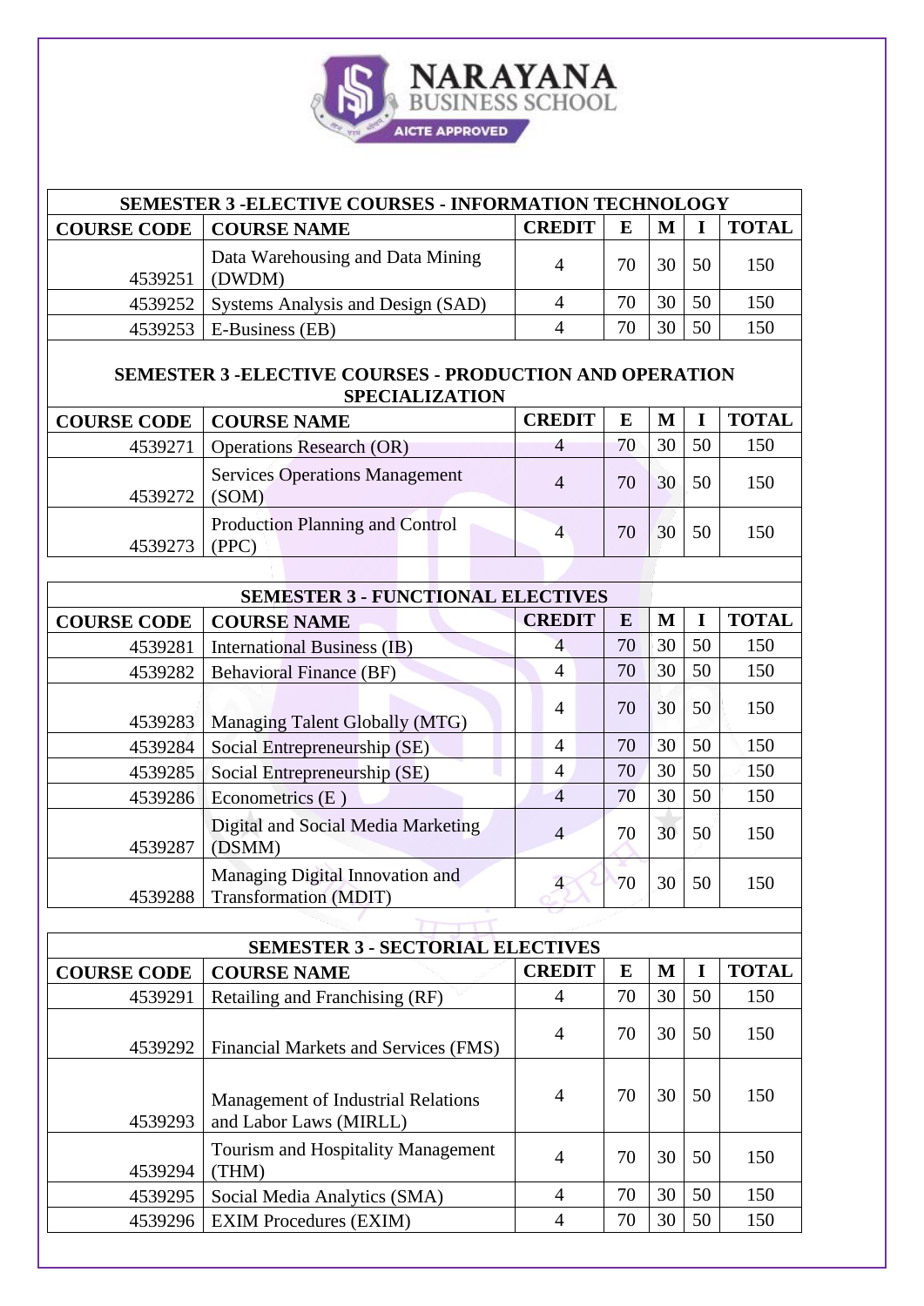| SEMESTER 3 -ELECTIVE COURSES - INFORMATION TECHNOLOGY | | | | | | |
|---|---|---|---|---|---|---|
| **COURSE CODE** | **COURSE NAME** | **CREDIT** | **E** | **M** | **I** | **TOTAL** |
| 4539251 | Data Warehousing and Data Mining (DWDM) | 4 | 70 | 30 | 50 | 150 |
| 4539252 | Systems Analysis and Design (SAD) | 4 | 70 | 30 | 50 | 150 |
| 4539253 | E-Business (EB) | 4 | 70 | 30 | 50 | 150 |

| SEMESTER 3 -ELECTIVE COURSES - PRODUCTION AND OPERATION SPECIALIZATION | | | | | | |
|---|---|---|---|---|---|---|
| **COURSE CODE** | **COURSE NAME** | **CREDIT** | **E** | **M** | **I** | **TOTAL** |
| 4539271 | Operations Research (OR) | 4 | 70 | 30 | 50 | 150 |
| 4539272 | Services Operations Management (SOM) | 4 | 70 | 30 | 50 | 150 |
| 4539273 | Production Planning and Control (PPC) | 4 | 70 | 30 | 50 | 150 |

| SEMESTER 3 - FUNCTIONAL ELECTIVES | | | | | | |
|---|---|---|---|---|---|---|
| **COURSE CODE** | **COURSE NAME** | **CREDIT** | **E** | **M** | **I** | **TOTAL** |
| 4539281 | International Business (IB) | 4 | 70 | 30 | 50 | 150 |
| 4539282 | Behavioral Finance (BF) | 4 | 70 | 30 | 50 | 150 |
| 4539283 | Managing Talent Globally (MTG) | 4 | 70 | 30 | 50 | 150 |
| 4539284 | Social Entrepreneurship (SE) | 4 | 70 | 30 | 50 | 150 |
| 4539285 | Social Entrepreneurship (SE) | 4 | 70 | 30 | 50 | 150 |
| 4539286 | Econometrics (E ) | 4 | 70 | 30 | 50 | 150 |
| 4539287 | Digital and Social Media Marketing (DSMM) | 4 | 70 | 30 | 50 | 150 |
| 4539288 | Managing Digital Innovation and Transformation (MDIT) | 4 | 70 | 30 | 50 | 150 |

| SEMESTER 3 - SECTORIAL ELECTIVES | | | | | | |
|---|---|---|---|---|---|---|
| **COURSE CODE** | **COURSE NAME** | **CREDIT** | **E** | **M** | **I** | **TOTAL** |
| 4539291 | Retailing and Franchising (RF) | 4 | 70 | 30 | 50 | 150 |
| 4539292 | Financial Markets and Services (FMS) | 4 | 70 | 30 | 50 | 150 |
| 4539293 | Management of Industrial Relations and Labor Laws (MIRLL) | 4 | 70 | 30 | 50 | 150 |
| 4539294 | Tourism and Hospitality Management (THM) | 4 | 70 | 30 | 50 | 150 |
| 4539295 | Social Media Analytics (SMA) | 4 | 70 | 30 | 50 | 150 |
| 4539296 | EXIM Procedures (EXIM) | 4 | 70 | 30 | 50 | 150 |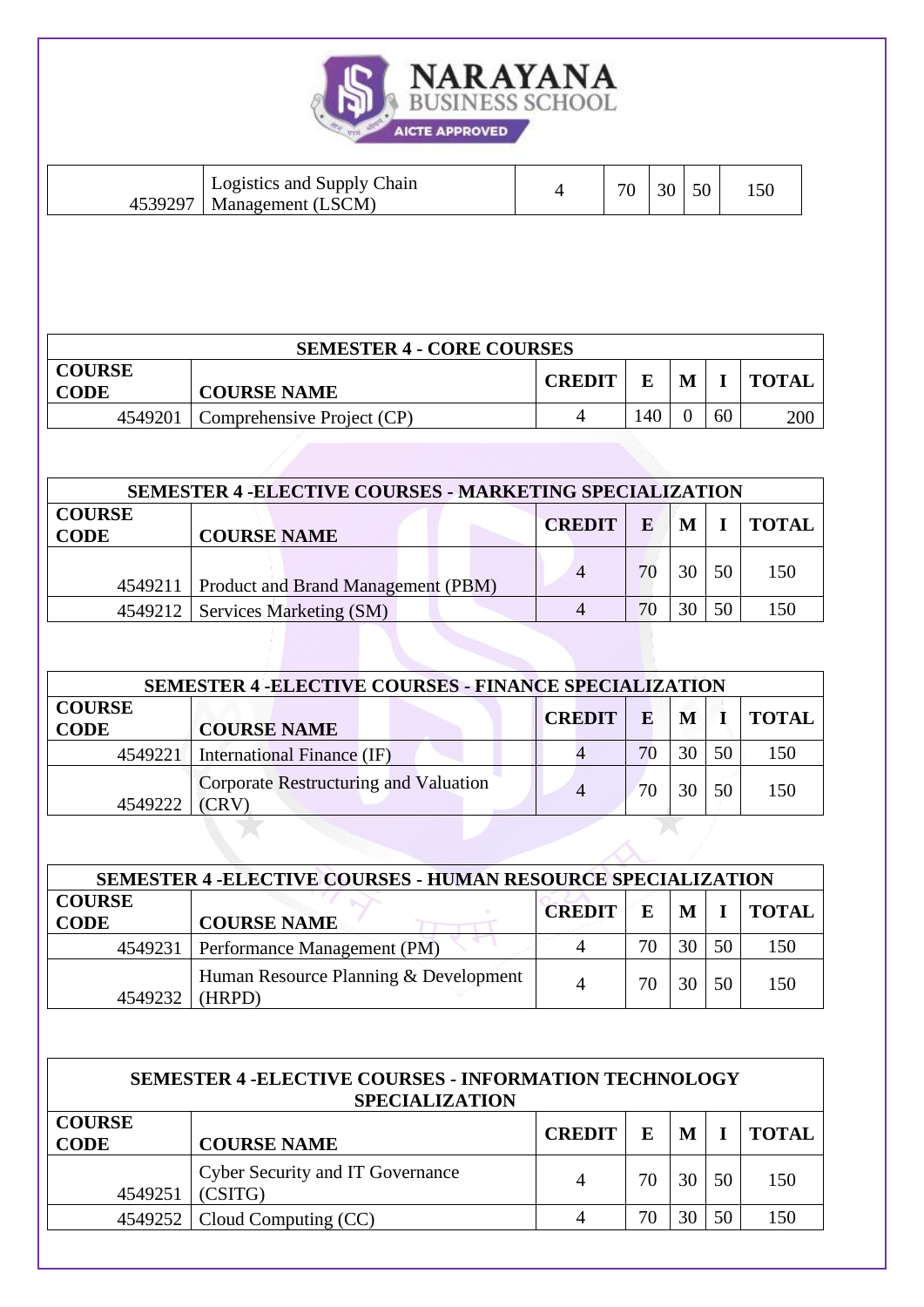| 4539297 | Logistics and Supply Chain Management (LSCM) | 4 | 70 | 30 | 50 | 150 |
|---|---|---|---|---|---|---|

| SEMESTER 4 - CORE COURSES | | | | | | |
|---|---|---|---|---|---|---|
| COURSE CODE | COURSE NAME | CREDIT | E | M | I | TOTAL |
| 4549201 | Comprehensive Project (CP) | 4 | 140 | 0 | 60 | 200 |

| SEMESTER 4 -ELECTIVE COURSES - MARKETING SPECIALIZATION | | | | | | |
|---|---|---|---|---|---|---|
| COURSE CODE | COURSE NAME | CREDIT | E | M | I | TOTAL |
| 4549211 | Product and Brand Management (PBM) | 4 | 70 | 30 | 50 | 150 |
| 4549212 | Services Marketing (SM) | 4 | 70 | 30 | 50 | 150 |

| SEMESTER 4 -ELECTIVE COURSES - FINANCE SPECIALIZATION | | | | | | |
|---|---|---|---|---|---|---|
| COURSE CODE | COURSE NAME | CREDIT | E | M | I | TOTAL |
| 4549221 | International Finance (IF) | 4 | 70 | 30 | 50 | 150 |
| 4549222 | Corporate Restructuring and Valuation (CRV) | 4 | 70 | 30 | 50 | 150 |

| SEMESTER 4 -ELECTIVE COURSES - HUMAN RESOURCE SPECIALIZATION | | | | | | |
|---|---|---|---|---|---|---|
| COURSE CODE | COURSE NAME | CREDIT | E | M | I | TOTAL |
| 4549231 | Performance Management (PM) | 4 | 70 | 30 | 50 | 150 |
| 4549232 | Human Resource Planning & Development (HRPD) | 4 | 70 | 30 | 50 | 150 |

| SEMESTER 4 -ELECTIVE COURSES - INFORMATION TECHNOLOGY SPECIALIZATION | | | | | | |
|---|---|---|---|---|---|---|
| COURSE CODE | COURSE NAME | CREDIT | E | M | I | TOTAL |
| 4549251 | Cyber Security and IT Governance (CSITG) | 4 | 70 | 30 | 50 | 150 |
| 4549252 | Cloud Computing (CC) | 4 | 70 | 30 | 50 | 150 |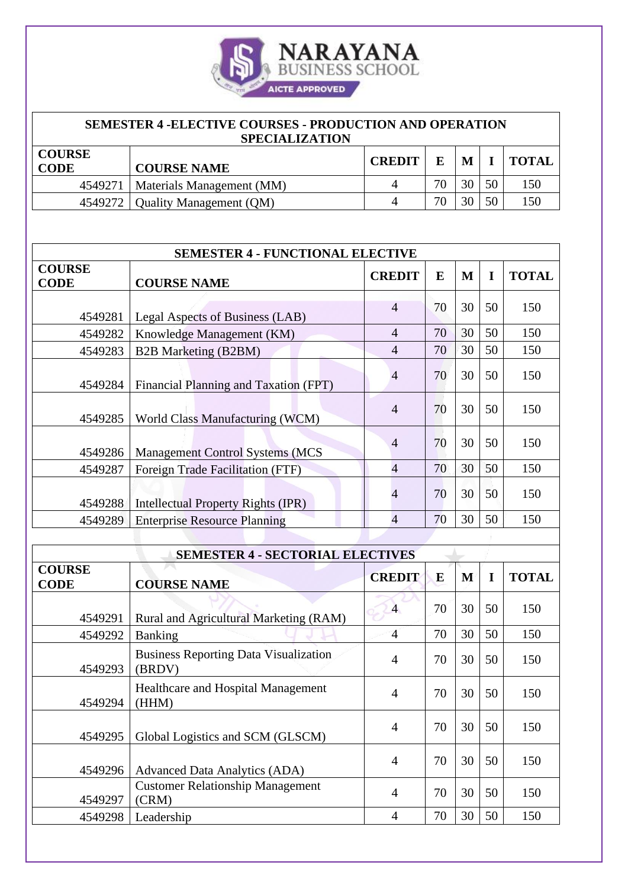| SEMESTER 4 -ELECTIVE COURSES - PRODUCTION AND OPERATION SPECIALIZATION | | | | | | |
|---|---|---|---|---|---|---|
| **COURSE CODE** | **COURSE NAME** | **CREDIT** | **E** | **M** | **I** | **TOTAL** |
| 4549271 | Materials Management (MM) | 4 | 70 | 30 | 50 | 150 |
| 4549272 | Quality Management (QM) | 4 | 70 | 30 | 50 | 150 |

| SEMESTER 4 - FUNCTIONAL ELECTIVE | | | | | | |
|---|---|---|---|---|---|---|
| **COURSE CODE** | **COURSE NAME** | **CREDIT** | **E** | **M** | **I** | **TOTAL** |
| 4549281 | Legal Aspects of Business (LAB) | 4 | 70 | 30 | 50 | 150 |
| 4549282 | Knowledge Management (KM) | 4 | 70 | 30 | 50 | 150 |
| 4549283 | B2B Marketing (B2BM) | 4 | 70 | 30 | 50 | 150 |
| 4549284 | Financial Planning and Taxation (FPT) | 4 | 70 | 30 | 50 | 150 |
| 4549285 | World Class Manufacturing (WCM) | 4 | 70 | 30 | 50 | 150 |
| 4549286 | Management Control Systems (MCS | 4 | 70 | 30 | 50 | 150 |
| 4549287 | Foreign Trade Facilitation (FTF) | 4 | 70 | 30 | 50 | 150 |
| 4549288 | Intellectual Property Rights (IPR) | 4 | 70 | 30 | 50 | 150 |
| 4549289 | Enterprise Resource Planning | 4 | 70 | 30 | 50 | 150 |

| SEMESTER 4 - SECTORIAL ELECTIVES | | | | | | |
|---|---|---|---|---|---|---|
| **COURSE CODE** | **COURSE NAME** | **CREDIT** | **E** | **M** | **I** | **TOTAL** |
| 4549291 | Rural and Agricultural Marketing (RAM) | 4 | 70 | 30 | 50 | 150 |
| 4549292 | Banking | 4 | 70 | 30 | 50 | 150 |
| 4549293 | Business Reporting Data Visualization (BRDV) | 4 | 70 | 30 | 50 | 150 |
| 4549294 | Healthcare and Hospital Management (HHM) | 4 | 70 | 30 | 50 | 150 |
| 4549295 | Global Logistics and SCM (GLSCM) | 4 | 70 | 30 | 50 | 150 |
| 4549296 | Advanced Data Analytics (ADA) | 4 | 70 | 30 | 50 | 150 |
| 4549297 | Customer Relationship Management (CRM) | 4 | 70 | 30 | 50 | 150 |
| 4549298 | Leadership | 4 | 70 | 30 | 50 | 150 |